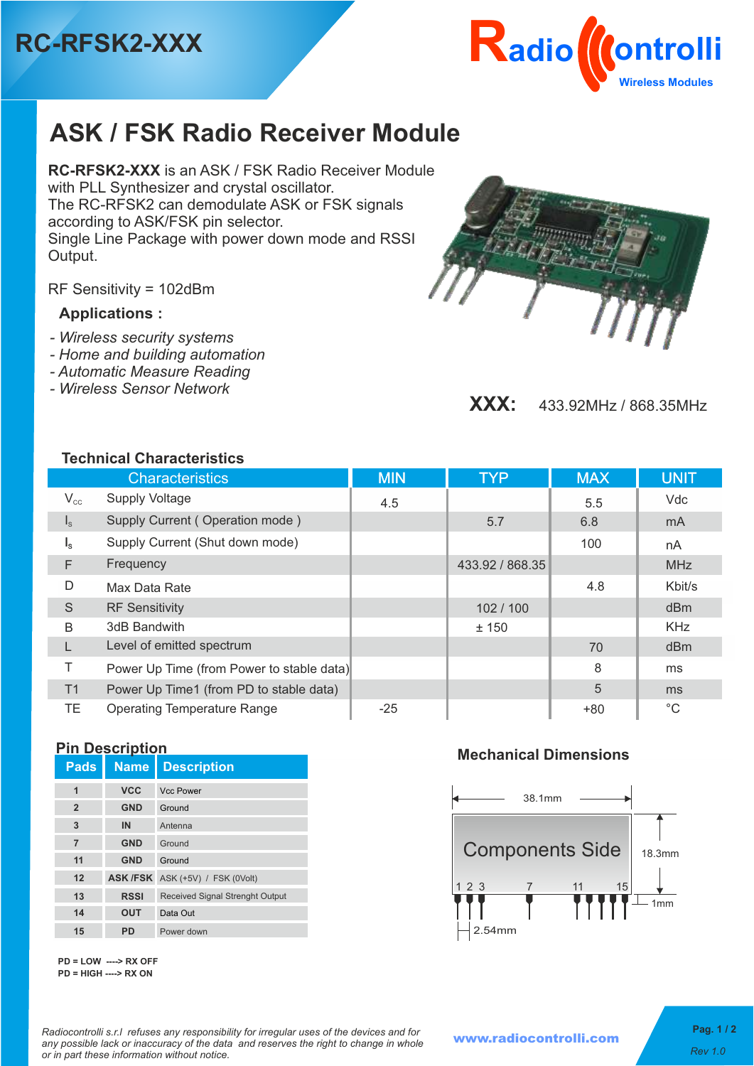# RC-RFSK2-XXX

Radio Controlli
Wireless Modules

# ASK / FSK Radio Receiver Module

**RC-RFSK2-XXX** is an ASK / FSK Radio Receiver Module with PLL Synthesizer and crystal oscillator.
The RC-RFSK2 can demodulate ASK or FSK signals according to ASK/FSK pin selector.
Single Line Package with power down mode and RSSI Output.

RF Sensitivity = 102dBm

### Applications :

- *Wireless security systems*
- *Home and building automation*
- *Automatic Measure Reading*
- *Wireless Sensor Network*

**XXX:** 433.92MHz / 868.35MHz

### Technical Characteristics

| | Characteristics | MIN | TYP | MAX | UNIT |
|---|---|---|---|---|---|
| $V_{cc}$ | Supply Voltage | 4.5 | | 5.5 | Vdc |
| $I_s$ | Supply Current ( Operation mode ) | | 5.7 | 6.8 | mA |
| $I_s$ | Supply Current (Shut down mode) | | | 100 | nA |
| F | Frequency | | 433.92 / 868.35 | | MHz |
| D | Max Data Rate | | | 4.8 | Kbit/s |
| S | RF Sensitivity | | 102 / 100 | | dBm |
| B | 3dB Bandwith | | ± 150 | | KHz |
| L | Level of emitted spectrum | | | 70 | dBm |
| T | Power Up Time (from Power to stable data) | | | 8 | ms |
| T1 | Power Up Time1 (from PD to stable data) | | | 5 | ms |
| TE | Operating Temperature Range | -25 | | +80 | °C |

### Pin Description

| Pads | Name | Description |
|---|---|---|
| 1 | VCC | Vcc Power |
| 2 | GND | Ground |
| 3 | IN | Antenna |
| 7 | GND | Ground |
| 11 | GND | Ground |
| 12 | ASK /FSK | ASK (+5V) / FSK (0Volt) |
| 13 | RSSI | Received Signal Strenght Output |
| 14 | OUT | Data Out |
| 15 | PD | Power down |

PD = LOW ----> RX OFF
PD = HIGH ----> RX ON

### Mechanical Dimensions

38.1mm

Components Side

18.3mm

1 2 3 7 11 15

1mm

2.54mm

*Radiocontrolli s.r.l refuses any responsibility for irregular uses of the devices and for any possible lack or inaccuracy of the data and reserves the right to change in whole or in part these information without notice.*

www.radiocontrolli.com

*Rev 1.0*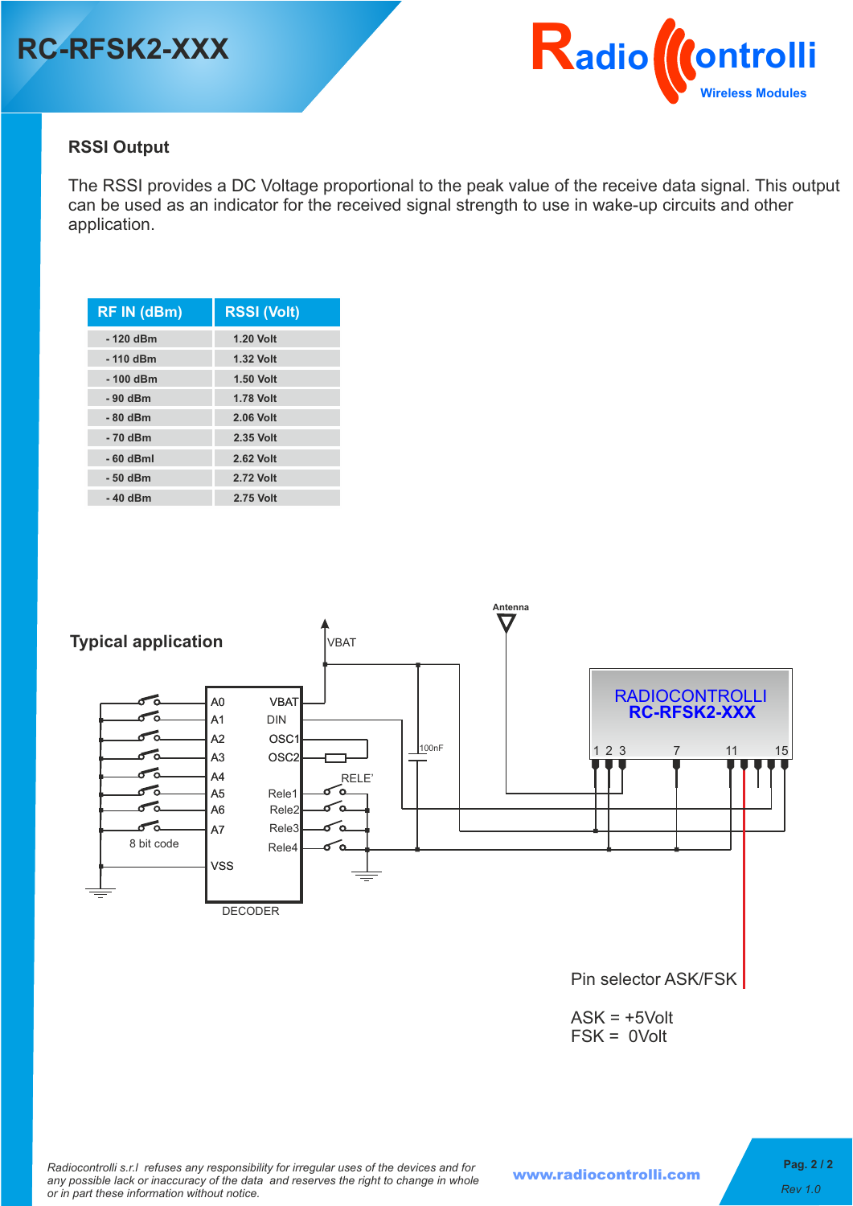## RSSI Output

The RSSI provides a DC Voltage proportional to the peak value of the receive data signal. This output can be used as an indicator for the received signal strength to use in wake-up circuits and other application.

| RF IN (dBm) | RSSI (Volt) |
|---|---|
| - 120 dBm | 1.20 Volt |
| - 110 dBm | 1.32 Volt |
| - 100 dBm | 1.50 Volt |
| - 90 dBm | 1.78 Volt |
| - 80 dBm | 2.06 Volt |
| - 70 dBm | 2.35 Volt |
| - 60 dBml | 2.62 Volt |
| - 50 dBm | 2.72 Volt |
| - 40 dBm | 2.75 Volt |

## Typical application

VBAT
Antenna
RADIOCONTROLLI
**RC-RFSK2-XXX**
1 2 3 7 11 15
A0 A1 A2 A3 A4 A5 A6 A7
VBAT DIN OSC1 OSC2
Rele1 Rele2 Rele3 Rele4
RELE'
100nF
8 bit code
VSS
DECODER

Pin selector ASK/FSK

ASK = +5Volt
FSK = 0Volt

*Radiocontrolli s.r.l refuses any responsibility for irregular uses of the devices and for any possible lack or inaccuracy of the data and reserves the right to change in whole or in part these information without notice.*

www.radiocontrolli.com

*Rev 1.0*